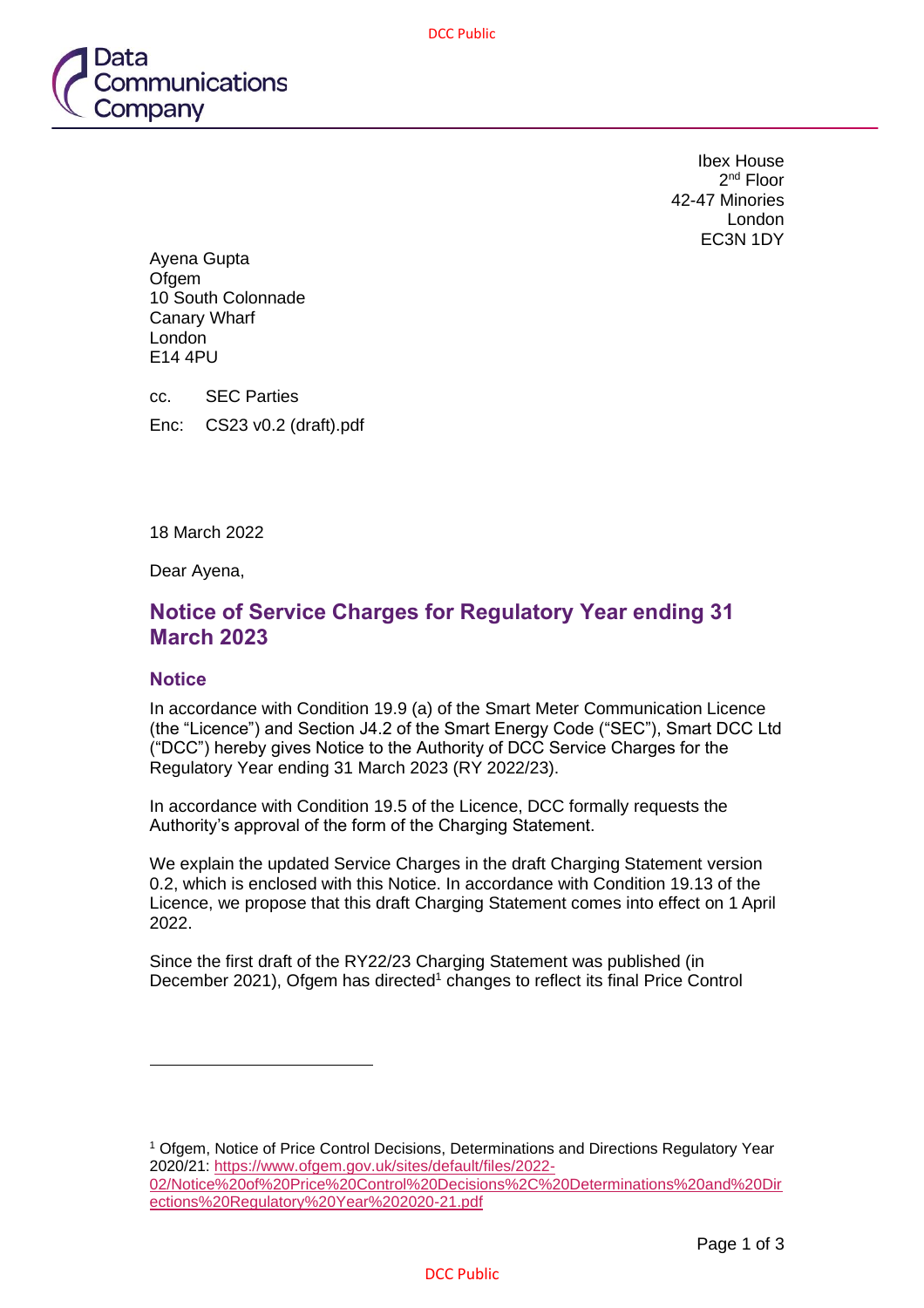Ibex House
2nd Floor
42-47 Minories
London
EC3N 1DY

Ayena Gupta
Ofgem
10 South Colonnade
Canary Wharf
London
E14 4PU

cc. SEC Parties

Enc: CS23 v0.2 (draft).pdf

18 March 2022

Dear Ayena,

## Notice of Service Charges for Regulatory Year ending 31 March 2023

### Notice

In accordance with Condition 19.9 (a) of the Smart Meter Communication Licence (the "Licence") and Section J4.2 of the Smart Energy Code ("SEC"), Smart DCC Ltd ("DCC") hereby gives Notice to the Authority of DCC Service Charges for the Regulatory Year ending 31 March 2023 (RY 2022/23).

In accordance with Condition 19.5 of the Licence, DCC formally requests the Authority's approval of the form of the Charging Statement.

We explain the updated Service Charges in the draft Charging Statement version 0.2, which is enclosed with this Notice. In accordance with Condition 19.13 of the Licence, we propose that this draft Charging Statement comes into effect on 1 April 2022.

Since the first draft of the RY22/23 Charging Statement was published (in December 2021), Ofgem has directed[1] changes to reflect its final Price Control

[1] Ofgem, Notice of Price Control Decisions, Determinations and Directions Regulatory Year 2020/21: https://www.ofgem.gov.uk/sites/default/files/2022-02/Notice%20of%20Price%20Control%20Decisions%2C%20Determinations%20and%20Directions%20Regulatory%20Year%202020-21.pdf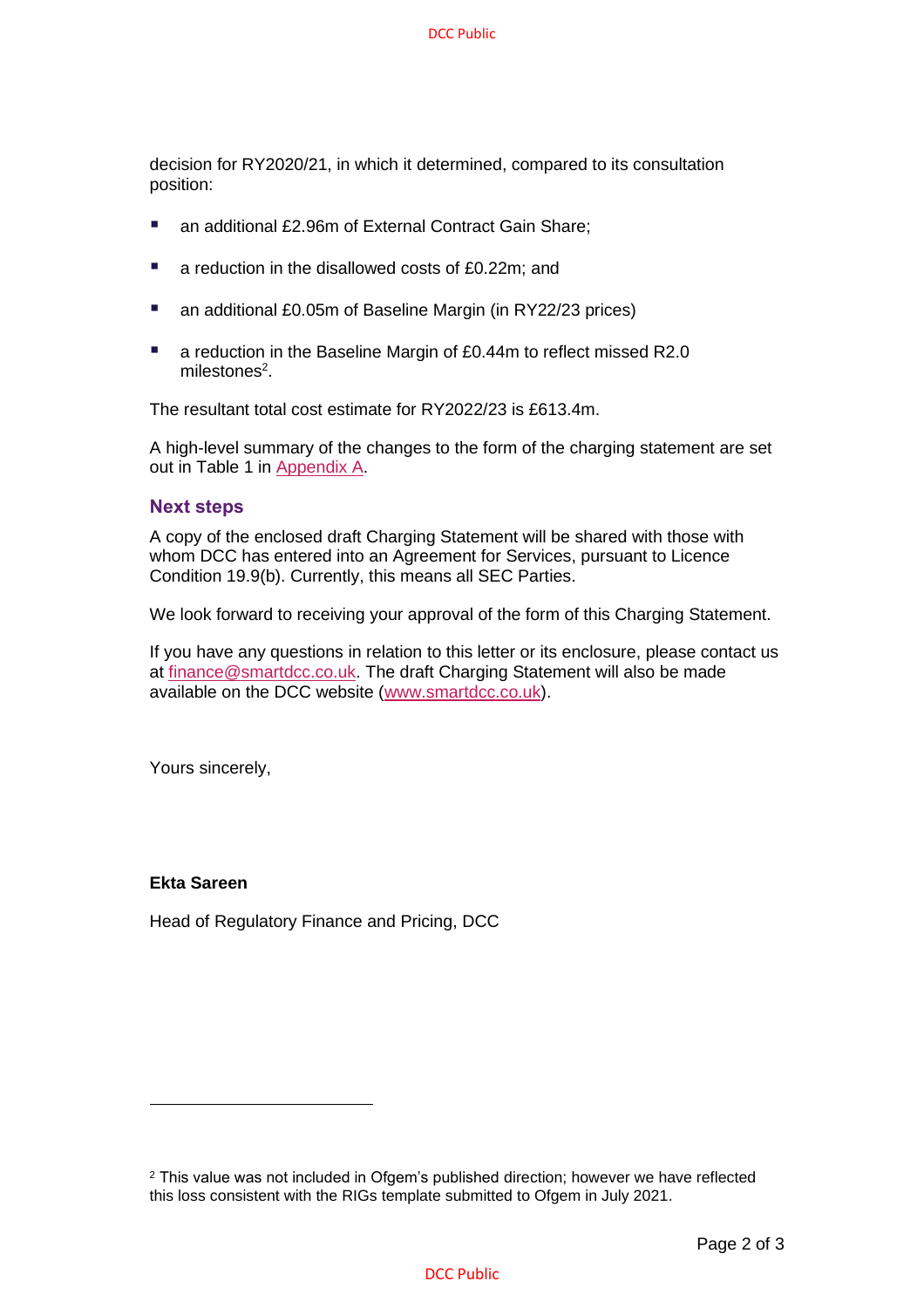decision for RY2020/21, in which it determined, compared to its consultation position:

- an additional £2.96m of External Contract Gain Share;
- a reduction in the disallowed costs of £0.22m; and
- an additional £0.05m of Baseline Margin (in RY22/23 prices)
- a reduction in the Baseline Margin of £0.44m to reflect missed R2.0 milestones[2].

The resultant total cost estimate for RY2022/23 is £613.4m.

A high-level summary of the changes to the form of the charging statement are set out in Table 1 in Appendix A.

## Next steps

A copy of the enclosed draft Charging Statement will be shared with those with whom DCC has entered into an Agreement for Services, pursuant to Licence Condition 19.9(b). Currently, this means all SEC Parties.

We look forward to receiving your approval of the form of this Charging Statement.

If you have any questions in relation to this letter or its enclosure, please contact us at finance@smartdcc.co.uk. The draft Charging Statement will also be made available on the DCC website (www.smartdcc.co.uk).

Yours sincerely,

**Ekta Sareen**

Head of Regulatory Finance and Pricing, DCC

---

[2] This value was not included in Ofgem's published direction; however we have reflected this loss consistent with the RIGs template submitted to Ofgem in July 2021.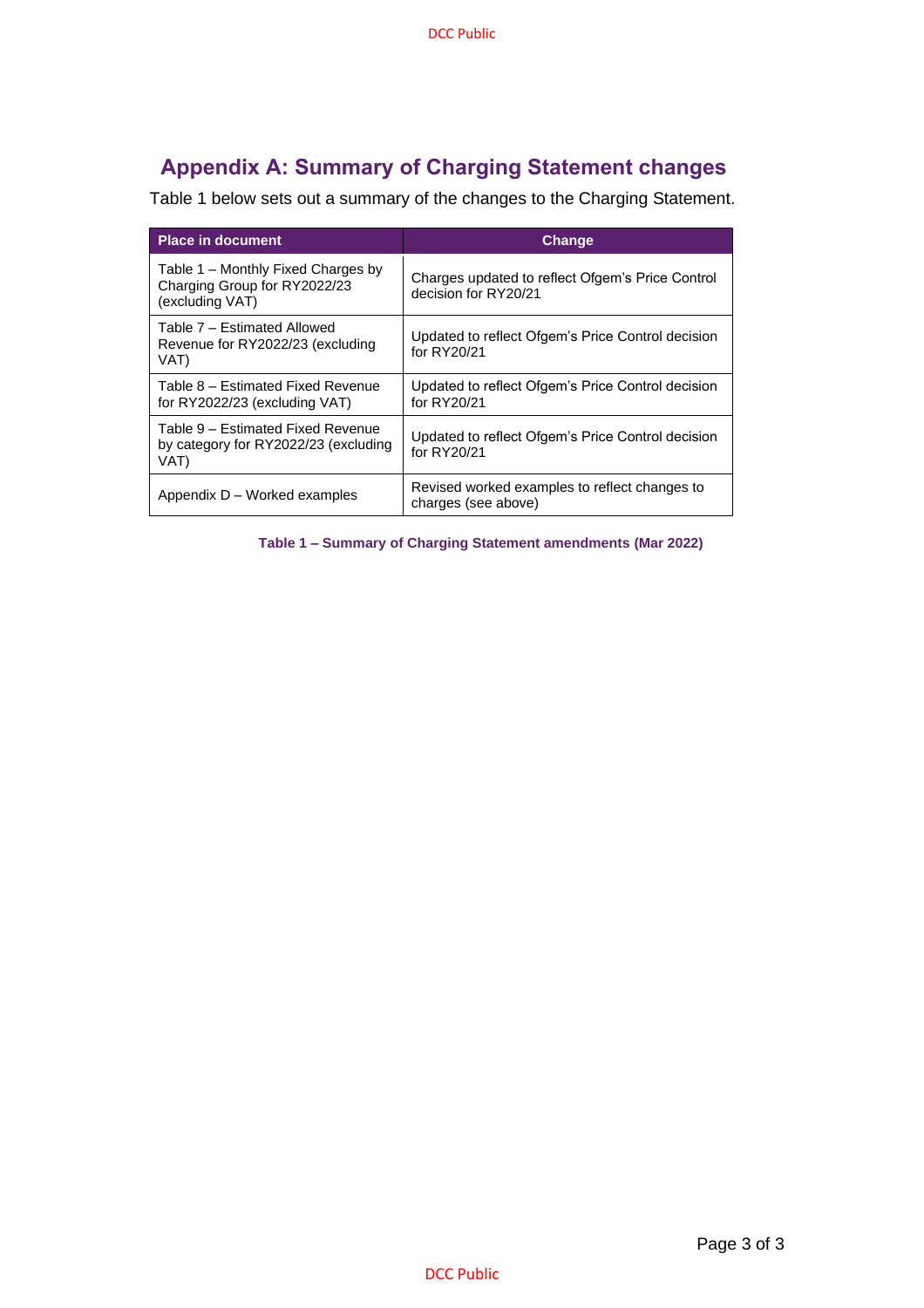## Appendix A: Summary of Charging Statement changes

Table 1 below sets out a summary of the changes to the Charging Statement.

| Place in document | Change |
| --- | --- |
| Table 1 – Monthly Fixed Charges by Charging Group for RY2022/23 (excluding VAT) | Charges updated to reflect Ofgem's Price Control decision for RY20/21 |
| Table 7 – Estimated Allowed Revenue for RY2022/23 (excluding VAT) | Updated to reflect Ofgem's Price Control decision for RY20/21 |
| Table 8 – Estimated Fixed Revenue for RY2022/23 (excluding VAT) | Updated to reflect Ofgem's Price Control decision for RY20/21 |
| Table 9 – Estimated Fixed Revenue by category for RY2022/23 (excluding VAT) | Updated to reflect Ofgem's Price Control decision for RY20/21 |
| Appendix D – Worked examples | Revised worked examples to reflect changes to charges (see above) |

**Table 1 – Summary of Charging Statement amendments (Mar 2022)**